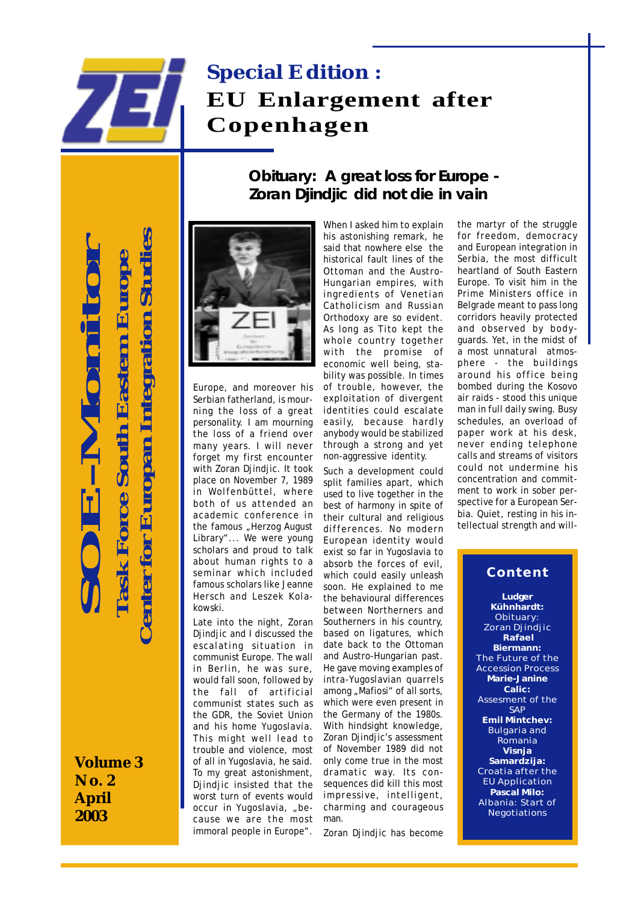# Special Edition : EU Enlargement after Copenhagen

**SOE-Monitor**

**Task Force South Eastern Europe**

**Center for European Integration Studies**

**Volume 3 No. 2 April 2003**

## Obituary: A great loss for Europe - Zoran Djindjic did not die in vain

Europe, and moreover his Serbian fatherland, is mourning the loss of a great personality. I am mourning the loss of a friend over many years. I will never forget my first encounter with Zoran Djindjic. It took place on November 7, 1989 in Wolfenbüttel, where both of us attended an academic conference in the famous „Herzog August Library"... We were young scholars and proud to talk about human rights to a seminar which included famous scholars like Jeanne Hersch and Leszek Kolakowski.

Late into the night, Zoran Djindjic and I discussed the escalating situation in communist Europe. The wall in Berlin, he was sure, would fall soon, followed by the fall of artificial communist states such as the GDR, the Soviet Union and his home Yugoslavia. This might well lead to trouble and violence, most of all in Yugoslavia, he said. To my great astonishment, Djindjic insisted that the worst turn of events would occur in Yugoslavia, „because we are the most immoral people in Europe".

When I asked him to explain his astonishing remark, he said that nowhere else the historical fault lines of the Ottoman and the Austro-Hungarian empires, with ingredients of Venetian Catholicism and Russian Orthodoxy are so evident. As long as Tito kept the whole country together with the promise of economic well being, stability was possible. In times of trouble, however, the exploitation of divergent identities could escalate easily, because hardly anybody would be stabilized through a strong and yet non-aggressive identity.

Such a development could split families apart, which used to live together in the best of harmony in spite of their cultural and religious differences. No modern European identity would exist so far in Yugoslavia to absorb the forces of evil, which could easily unleash soon. He explained to me the behavioural differences between Northerners and Southerners in his country, based on ligatures, which date back to the Ottoman and Austro-Hungarian past. He gave moving examples of intra-Yugoslavian quarrels among „Mafiosi" of all sorts, which were even present in the Germany of the 1980s. With hindsight knowledge, Zoran Djindjic's assessment of November 1989 did not only come true in the most dramatic way. Its consequences did kill this most impressive, intelligent, charming and courageous man.

Zoran Djindjic has become the martyr of the struggle for freedom, democracy and European integration in Serbia, the most difficult heartland of South Eastern Europe. To visit him in the Prime Ministers office in Belgrade meant to pass long corridors heavily protected and observed by bodyguards. Yet, in the midst of a most unnatural atmosphere - the buildings around his office being bombed during the Kosovo air raids - stood this unique man in full daily swing. Busy schedules, an overload of paper work at his desk, never ending telephone calls and streams of visitors could not undermine his concentration and commitment to work in sober perspective for a European Serbia. Quiet, resting in his intellectual strength and will-

### Content

**Ludger Kühnhardt:** Obituary: Zoran Djindjic

**Rafael Biermann:** The Future of the Accession Process

**Marie-Janine Calic:** Assesment of the SAP

**Emil Mintchev:** Bulgaria and Romania

**Visnja Samardzija:** Croatia after the EU Application

**Pascal Milo:** Albania: Start of Negotiations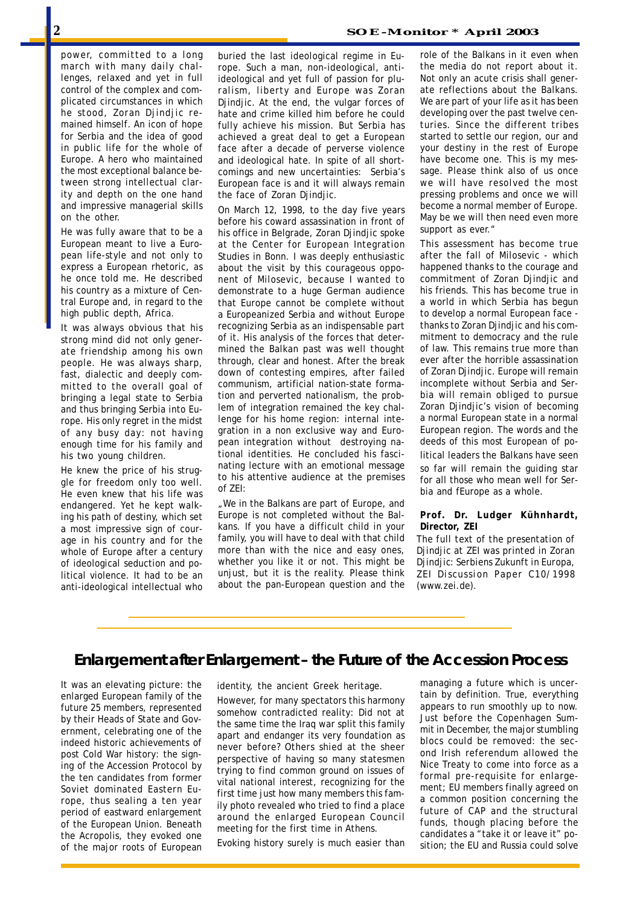power, committed to a long march with many daily challenges, relaxed and yet in full control of the complex and complicated circumstances in which he stood, Zoran Djindjic remained himself. An icon of hope for Serbia and the idea of good in public life for the whole of Europe. A hero who maintained the most exceptional balance between strong intellectual clarity and depth on the one hand and impressive managerial skills on the other.

He was fully aware that to be a European meant to live a European life-style and not only to express a European rhetoric, as he once told me. He described his country as a mixture of Central Europe and, in regard to the high public depth, Africa.

It was always obvious that his strong mind did not only generate friendship among his own people. He was always sharp, fast, dialectic and deeply committed to the overall goal of bringing a legal state to Serbia and thus bringing Serbia into Europe. His only regret in the midst of any busy day: not having enough time for his family and his two young children.

He knew the price of his struggle for freedom only too well. He even knew that his life was endangered. Yet he kept walking his path of destiny, which set a most impressive sign of courage in his country and for the whole of Europe after a century of ideological seduction and political violence. It had to be an anti-ideological intellectual who buried the last ideological regime in Europe. Such a man, non-ideological, anti-ideological and yet full of passion for pluralism, liberty and Europe was Zoran Djindjic. At the end, the vulgar forces of hate and crime killed him before he could fully achieve his mission. But Serbia has achieved a great deal to get a European face after a decade of perverse violence and ideological hate. In spite of all shortcomings and new uncertainties: Serbia's European face is and it will always remain the face of Zoran Djindjic.

On March 12, 1998, to the day five years before his coward assassination in front of his office in Belgrade, Zoran Djindjic spoke at the Center for European Integration Studies in Bonn. I was deeply enthusiastic about the visit by this courageous opponent of Milosevic, because I wanted to demonstrate to a huge German audience that Europe cannot be complete without a Europeanized Serbia and without Europe recognizing Serbia as an indispensable part of it. His analysis of the forces that determined the Balkan past was well thought through, clear and honest. After the break down of contesting empires, after failed communism, artificial nation-state formation and perverted nationalism, the problem of integration remained the key challenge for his home region: internal integration in a non exclusive way and European integration without destroying national identities. He concluded his fascinating lecture with an emotional message to his attentive audience at the premises of ZEI:

„We in the Balkans are part of Europe, and Europe is not completed without the Balkans. If you have a difficult child in your family, you will have to deal with that child more than with the nice and easy ones, whether you like it or not. This might be unjust, but it is the reality. Please think about the pan-European question and the role of the Balkans in it even when the media do not report about it. Not only an acute crisis shall generate reflections about the Balkans. We are part of your life as it has been developing over the past twelve centuries. Since the different tribes started to settle our region, our and your destiny in the rest of Europe have become one. This is my message. Please think also of us once we will have resolved the most pressing problems and once we will become a normal member of Europe. May be we will then need even more support as ever."

This assessment has become true after the fall of Milosevic - which happened thanks to the courage and commitment of Zoran Djindjic and his friends. This has become true in a world in which Serbia has begun to develop a normal European face - thanks to Zoran Djindjic and his commitment to democracy and the rule of law. This remains true more than ever after the horrible assassination of Zoran Djindjic. Europe will remain incomplete without Serbia and Serbia will remain obliged to pursue Zoran Djindjic's vision of becoming a normal European state in a normal European region. The words and the deeds of this most European of political leaders the Balkans have seen so far will remain the guiding star for all those who mean well for Serbia and fEurope as a whole.

**Prof. Dr. Ludger Kühnhardt, Director, ZEI**

The full text of the presentation of Djindjic at ZEI was printed in Zoran Djindjic: Serbiens Zukunft in Europa, ZEI Discussion Paper C10/1998 (www.zei.de).

## Enlargement after Enlargement – the Future of the Accession Process

It was an elevating picture: the enlarged European family of the future 25 members, represented by their Heads of State and Government, celebrating one of the indeed historic achievements of post Cold War history: the signing of the Accession Protocol by the ten candidates from former Soviet dominated Eastern Europe, thus sealing a ten year period of eastward enlargement of the European Union. Beneath the Acropolis, they evoked one of the major roots of European identity, the ancient Greek heritage.

However, for many spectators this harmony somehow contradicted reality: Did not at the same time the Iraq war split this family apart and endanger its very foundation as never before? Others shied at the sheer perspective of having so many statesmen trying to find common ground on issues of vital national interest, recognizing for the first time just how many members this family photo revealed who tried to find a place around the enlarged European Council meeting for the first time in Athens.

Evoking history surely is much easier than managing a future which is uncertain by definition. True, everything appears to run smoothly up to now. Just before the Copenhagen Summit in December, the major stumbling blocs could be removed: the second Irish referendum allowed the Nice Treaty to come into force as a formal pre-requisite for enlargement; EU members finally agreed on a common position concerning the future of CAP and the structural funds, though placing before the candidates a "take it or leave it" position; the EU and Russia could solve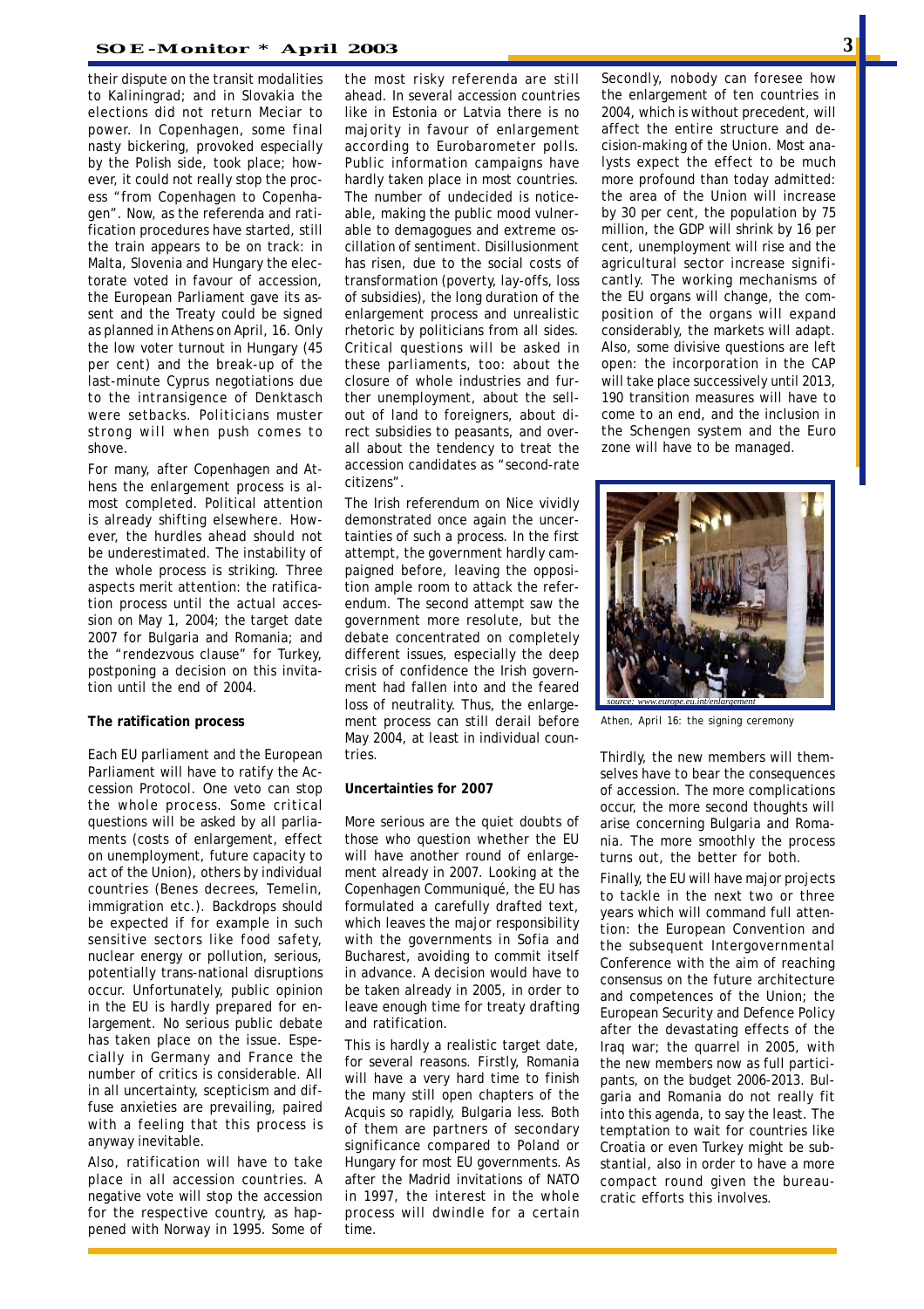their dispute on the transit modalities to Kaliningrad; and in Slovakia the elections did not return Meciar to power. In Copenhagen, some final nasty bickering, provoked especially by the Polish side, took place; however, it could not really stop the process "from Copenhagen to Copenhagen". Now, as the referenda and ratification procedures have started, still the train appears to be on track: in Malta, Slovenia and Hungary the electorate voted in favour of accession, the European Parliament gave its assent and the Treaty could be signed as planned in Athens on April, 16. Only the low voter turnout in Hungary (45 per cent) and the break-up of the last-minute Cyprus negotiations due to the intransigence of Denktasch were setbacks. Politicians muster strong will when push comes to shove.

For many, after Copenhagen and Athens the enlargement process is almost completed. Political attention is already shifting elsewhere. However, the hurdles ahead should not be underestimated. The instability of the whole process is striking. Three aspects merit attention: the ratification process until the actual accession on May 1, 2004; the target date 2007 for Bulgaria and Romania; and the "rendezvous clause" for Turkey, postponing a decision on this invitation until the end of 2004.

**The ratification process**

Each EU parliament and the European Parliament will have to ratify the Accession Protocol. One veto can stop the whole process. Some critical questions will be asked by all parliaments (costs of enlargement, effect on unemployment, future capacity to act of the Union), others by individual countries (Benes decrees, Temelin, immigration etc.). Backdrops should be expected if for example in such sensitive sectors like food safety, nuclear energy or pollution, serious, potentially trans-national disruptions occur. Unfortunately, public opinion in the EU is hardly prepared for enlargement. No serious public debate has taken place on the issue. Especially in Germany and France the number of critics is considerable. All in all uncertainty, scepticism and diffuse anxieties are prevailing, paired with a feeling that this process is anyway inevitable.

Also, ratification will have to take place in all accession countries. A negative vote will stop the accession for the respective country, as happened with Norway in 1995. Some of the most risky referenda are still ahead. In several accession countries like in Estonia or Latvia there is no majority in favour of enlargement according to Eurobarometer polls. Public information campaigns have hardly taken place in most countries. The number of undecided is noticeable, making the public mood vulnerable to demagogues and extreme oscillation of sentiment. Disillusionment has risen, due to the social costs of transformation (poverty, lay-offs, loss of subsidies), the long duration of the enlargement process and unrealistic rhetoric by politicians from all sides. Critical questions will be asked in these parliaments, too: about the closure of whole industries and further unemployment, about the sell-out of land to foreigners, about direct subsidies to peasants, and overall about the tendency to treat the accession candidates as "second-rate citizens".

The Irish referendum on Nice vividly demonstrated once again the uncertainties of such a process. In the first attempt, the government hardly campaigned before, leaving the opposition ample room to attack the referendum. The second attempt saw the government more resolute, but the debate concentrated on completely different issues, especially the deep crisis of confidence the Irish government had fallen into and the feared loss of neutrality. Thus, the enlargement process can still derail before May 2004, at least in individual countries.

**Uncertainties for 2007**

More serious are the quiet doubts of those who question whether the EU will have another round of enlargement already in 2007. Looking at the Copenhagen Communiqué, the EU has formulated a carefully drafted text, which leaves the major responsibility with the governments in Sofia and Bucharest, avoiding to commit itself in advance. A decision would have to be taken already in 2005, in order to leave enough time for treaty drafting and ratification.

This is hardly a realistic target date, for several reasons. Firstly, Romania will have a very hard time to finish the many still open chapters of the Acquis so rapidly, Bulgaria less. Both of them are partners of secondary significance compared to Poland or Hungary for most EU governments. As after the Madrid invitations of NATO in 1997, the interest in the whole process will dwindle for a certain time.

Secondly, nobody can foresee how the enlargement of ten countries in 2004, which is without precedent, will affect the entire structure and decision-making of the Union. Most analysts expect the effect to be much more profound than today admitted: the area of the Union will increase by 30 per cent, the population by 75 million, the GDP will shrink by 16 per cent, unemployment will rise and the agricultural sector increase significantly. The working mechanisms of the EU organs will change, the composition of the organs will expand considerably, the markets will adapt. Also, some divisive questions are left open: the incorporation in the CAP will take place successively until 2013, 190 transition measures will have to come to an end, and the inclusion in the Schengen system and the Euro zone will have to be managed.

source: www.europe.eu.int/enlargement

Athen, April 16: the signing ceremony

Thirdly, the new members will themselves have to bear the consequences of accession. The more complications occur, the more second thoughts will arise concerning Bulgaria and Romania. The more smoothly the process turns out, the better for both.

Finally, the EU will have major projects to tackle in the next two or three years which will command full attention: the European Convention and the subsequent Intergovernmental Conference with the aim of reaching consensus on the future architecture and competences of the Union; the European Security and Defence Policy after the devastating effects of the Iraq war; the quarrel in 2005, with the new members now as full participants, on the budget 2006-2013. Bulgaria and Romania do not really fit into this agenda, to say the least. The temptation to wait for countries like Croatia or even Turkey might be substantial, also in order to have a more compact round given the bureaucratic efforts this involves.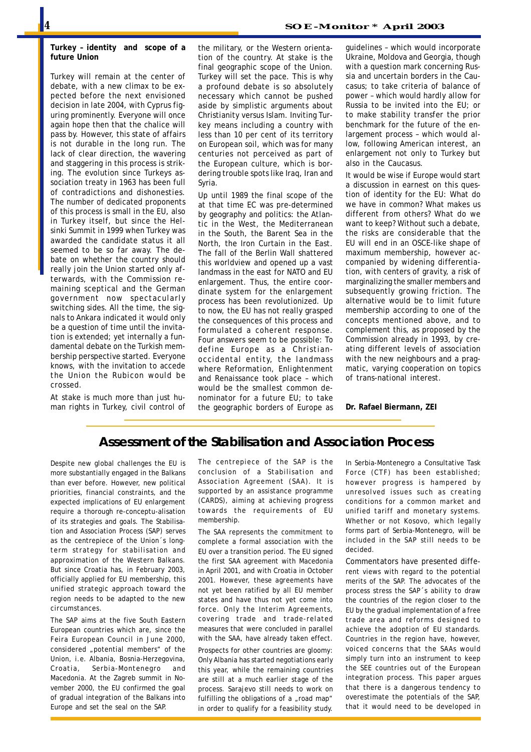**Turkey – identity and scope of a future Union**

Turkey will remain at the center of debate, with a new climax to be expected before the next envisioned decision in late 2004, with Cyprus figuring prominently. Everyone will once again hope then that the chalice will pass by. However, this state of affairs is not durable in the long run. The lack of clear direction, the wavering and staggering in this process is striking. The evolution since Turkeys association treaty in 1963 has been full of contradictions and dishonesties. The number of dedicated proponents of this process is small in the EU, also in Turkey itself, but since the Helsinki Summit in 1999 when Turkey was awarded the candidate status it all seemed to be so far away. The debate on whether the country should really join the Union started only afterwards, with the Commission remaining sceptical and the German government now spectacularly switching sides. All the time, the signals to Ankara indicated it would only be a question of time until the invitation is extended; yet internally a fundamental debate on the Turkish membership perspective started. Everyone knows, with the invitation to accede the Union the Rubicon would be crossed.

At stake is much more than just human rights in Turkey, civil control of the military, or the Western orientation of the country. At stake is the final geographic scope of the Union. Turkey will set the pace. This is why a profound debate is so absolutely necessary which cannot be pushed aside by simplistic arguments about Christianity versus Islam. Inviting Turkey means including a country with less than 10 per cent of its territory on European soil, which was for many centuries not perceived as part of the European culture, which is bordering trouble spots like Iraq, Iran and Syria.

Up until 1989 the final scope of the at that time EC was pre-determined by geography and politics: the Atlantic in the West, the Mediterranean in the South, the Barent Sea in the North, the Iron Curtain in the East. The fall of the Berlin Wall shattered this worldview and opened up a vast landmass in the east for NATO and EU enlargement. Thus, the entire coordinate system for the enlargement process has been revolutionized. Up to now, the EU has not really grasped the consequences of this process and formulated a coherent response. Four answers seem to be possible: To define Europe as a Christian-occidental entity, the landmass where Reformation, Enlightenment and Renaissance took place – which would be the smallest common denominator for a future EU; to take the geographic borders of Europe as guidelines – which would incorporate Ukraine, Moldova and Georgia, though with a question mark concerning Russia and uncertain borders in the Caucasus; to take criteria of balance of power – which would hardly allow for Russia to be invited into the EU; or to make stability transfer the prior benchmark for the future of the enlargement process – which would allow, following American interest, an enlargement not only to Turkey but also in the Caucasus.

It would be wise if Europe would start a discussion in earnest on this question of identity for the EU: What do we have in common? What makes us different from others? What do we want to keep? Without such a debate, the risks are considerable that the EU will end in an OSCE-like shape of maximum membership, however accompanied by widening differentiation, with centers of gravity, a risk of marginalizing the smaller members and subsequently growing friction. The alternative would be to limit future membership according to one of the concepts mentioned above, and to complement this, as proposed by the Commission already in 1993, by creating different levels of association with the new neighbours and a pragmatic, varying cooperation on topics of trans-national interest.

**Dr. Rafael Biermann, ZEI**

## Assessment of the Stabilisation and Association Process

Despite new global challenges the EU is more substantially engaged in the Balkans than ever before. However, new political priorities, financial constraints, and the expected implications of EU enlargement require a thorough re-conceptu-alisation of its strategies and goals. The Stabilisation and Association Process (SAP) serves as the centrepiece of the Union´s long-term strategy for stabilisation and approximation of the Western Balkans. But since Croatia has, in February 2003, officially applied for EU membership, this unified strategic approach toward the region needs to be adapted to the new circumstances.

The SAP aims at the five South Eastern European countries which are, since the Feira European Council in June 2000, considered „potential members" of the Union, i.e. Albania, Bosnia-Herzegovina, Croatia, Serbia-Montenegro and Macedonia. At the Zagreb summit in November 2000, the EU confirmed the goal of gradual integration of the Balkans into Europe and set the seal on the SAP.

The centrepiece of the SAP is the conclusion of a Stabilisation and Association Agreement (SAA). It is supported by an assistance programme (CARDS), aiming at achieving progress towards the requirements of EU membership.

The SAA represents the commitment to complete a formal association with the EU over a transition period. The EU signed the first SAA agreement with Macedonia in April 2001, and with Croatia in October 2001. However, these agreements have not yet been ratified by all EU member states and have thus not yet come into force. Only the Interim Agreements, covering trade and trade-related measures that were concluded in parallel with the SAA, have already taken effect.

Prospects for other countries are gloomy: Only Albania has started negotiations early this year, while the remaining countries are still at a much earlier stage of the process. Sarajevo still needs to work on fulfilling the obligations of a „road map" in order to qualify for a feasibility study. In Serbia-Montenegro a Consultative Task Force (CTF) has been established; however progress is hampered by unresolved issues such as creating conditions for a common market and unified tariff and monetary systems. Whether or not Kosovo, which legally forms part of Serbia-Montenegro, will be included in the SAP still needs to be decided.

Commentators have presented different views with regard to the potential merits of the SAP. The advocates of the process stress the SAP´s ability to draw the countries of the region closer to the EU by the gradual implementation of a free trade area and reforms designed to achieve the adoption of EU standards. Countries in the region have, however, voiced concerns that the SAAs would simply turn into an instrument to keep the SEE countries out of the European integration process. This paper argues that there is a dangerous tendency to overestimate the potentials of the SAP, that it would need to be developed in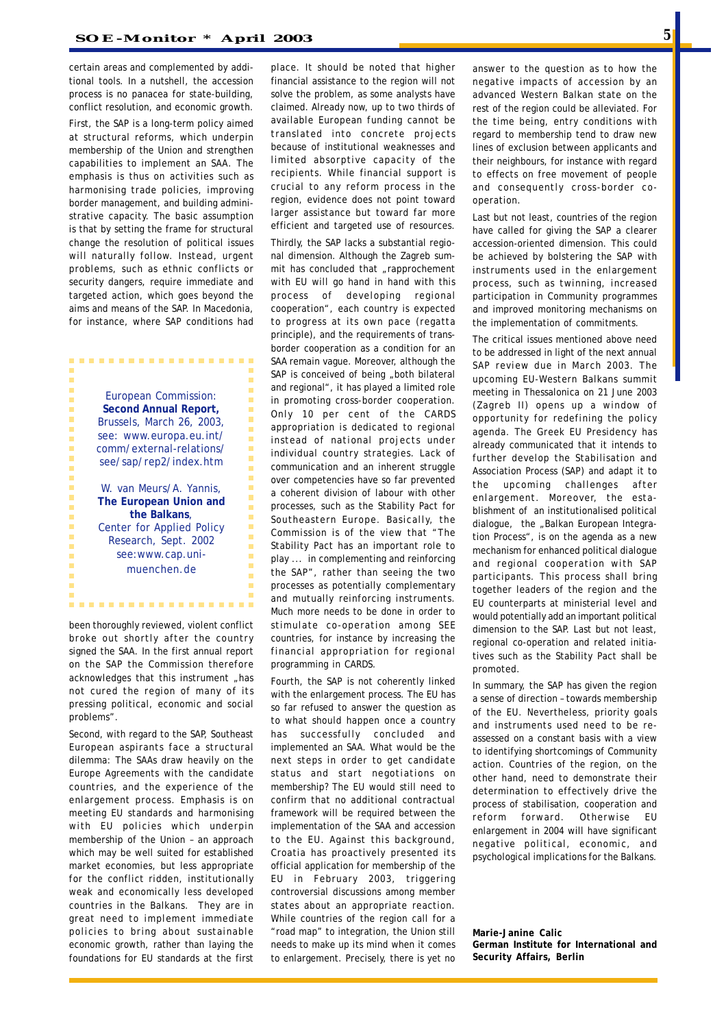certain areas and complemented by additional tools. In a nutshell, the accession process is no panacea for state-building, conflict resolution, and economic growth.

First, the SAP is a long-term policy aimed at structural reforms, which underpin membership of the Union and strengthen capabilities to implement an SAA. The emphasis is thus on activities such as harmonising trade policies, improving border management, and building administrative capacity. The basic assumption is that by setting the frame for structural change the resolution of political issues will naturally follow. Instead, urgent problems, such as ethnic conflicts or security dangers, require immediate and targeted action, which goes beyond the aims and means of the SAP. In Macedonia, for instance, where SAP conditions had been thoroughly reviewed, violent conflict broke out shortly after the country signed the SAA. In the first annual report on the SAP the Commission therefore acknowledges that this instrument „has not cured the region of many of its pressing political, economic and social problems".

> European Commission: **Second Annual Report,** Brussels, March 26, 2003, see: www.europa.eu.int/comm/external-relations/see/sap/rep2/index.htm
>
> W. van Meurs/A. Yannis, **The European Union and the Balkans**, Center for Applied Policy Research, Sept. 2002 see:www.cap.uni-muenchen.de

Second, with regard to the SAP, Southeast European aspirants face a structural dilemma: The SAAs draw heavily on the Europe Agreements with the candidate countries, and the experience of the enlargement process. Emphasis is on meeting EU standards and harmonising with EU policies which underpin membership of the Union – an approach which may be well suited for established market economies, but less appropriate for the conflict ridden, institutionally weak and economically less developed countries in the Balkans. They are in great need to implement immediate policies to bring about sustainable economic growth, rather than laying the foundations for EU standards at the first place. It should be noted that higher financial assistance to the region will not solve the problem, as some analysts have claimed. Already now, up to two thirds of available European funding cannot be translated into concrete projects because of institutional weaknesses and limited absorptive capacity of the recipients. While financial support is crucial to any reform process in the region, evidence does not point toward larger assistance but toward far more efficient and targeted use of resources.

Thirdly, the SAP lacks a substantial regional dimension. Although the Zagreb summit has concluded that „rapprochement with EU will go hand in hand with this process of developing regional cooperation", each country is expected to progress at its own pace (regatta principle), and the requirements of trans-border cooperation as a condition for an SAA remain vague. Moreover, although the SAP is conceived of being „both bilateral and regional", it has played a limited role in promoting cross-border cooperation. Only 10 per cent of the CARDS appropriation is dedicated to regional instead of national projects under individual country strategies. Lack of communication and an inherent struggle over competencies have so far prevented a coherent division of labour with other processes, such as the Stability Pact for Southeastern Europe. Basically, the Commission is of the view that "The Stability Pact has an important role to play ... in complementing and reinforcing the SAP", rather than seeing the two processes as potentially complementary and mutually reinforcing instruments. Much more needs to be done in order to stimulate co-operation among SEE countries, for instance by increasing the financial appropriation for regional programming in CARDS.

Fourth, the SAP is not coherently linked with the enlargement process. The EU has so far refused to answer the question as to what should happen once a country has successfully concluded and implemented an SAA. What would be the next steps in order to get candidate status and start negotiations on membership? The EU would still need to confirm that no additional contractual framework will be required between the implementation of the SAA and accession to the EU. Against this background, Croatia has proactively presented its official application for membership of the EU in February 2003, triggering controversial discussions among member states about an appropriate reaction. While countries of the region call for a "road map" to integration, the Union still needs to make up its mind when it comes to enlargement. Precisely, there is yet no answer to the question as to how the negative impacts of accession by an advanced Western Balkan state on the rest of the region could be alleviated. For the time being, entry conditions with regard to membership tend to draw new lines of exclusion between applicants and their neighbours, for instance with regard to effects on free movement of people and consequently cross-border co-operation.

Last but not least, countries of the region have called for giving the SAP a clearer accession-oriented dimension. This could be achieved by bolstering the SAP with instruments used in the enlargement process, such as twinning, increased participation in Community programmes and improved monitoring mechanisms on the implementation of commitments.

The critical issues mentioned above need to be addressed in light of the next annual SAP review due in March 2003. The upcoming EU-Western Balkans summit meeting in Thessalonica on 21 June 2003 (Zagreb II) opens up a window of opportunity for redefining the policy agenda. The Greek EU Presidency has already communicated that it intends to further develop the Stabilisation and Association Process (SAP) and adapt it to the upcoming challenges after enlargement. Moreover, the establishment of an institutionalised political dialogue, the „Balkan European Integration Process", is on the agenda as a new mechanism for enhanced political dialogue and regional cooperation with SAP participants. This process shall bring together leaders of the region and the EU counterparts at ministerial level and would potentially add an important political dimension to the SAP. Last but not least, regional co-operation and related initiatives such as the Stability Pact shall be promoted.

In summary, the SAP has given the region a sense of direction – towards membership of the EU. Nevertheless, priority goals and instruments used need to be re-assessed on a constant basis with a view to identifying shortcomings of Community action. Countries of the region, on the other hand, need to demonstrate their determination to effectively drive the process of stabilisation, cooperation and reform forward. Otherwise EU enlargement in 2004 will have significant negative political, economic, and psychological implications for the Balkans.

**Marie-Janine Calic**
**German Institute for International and Security Affairs, Berlin**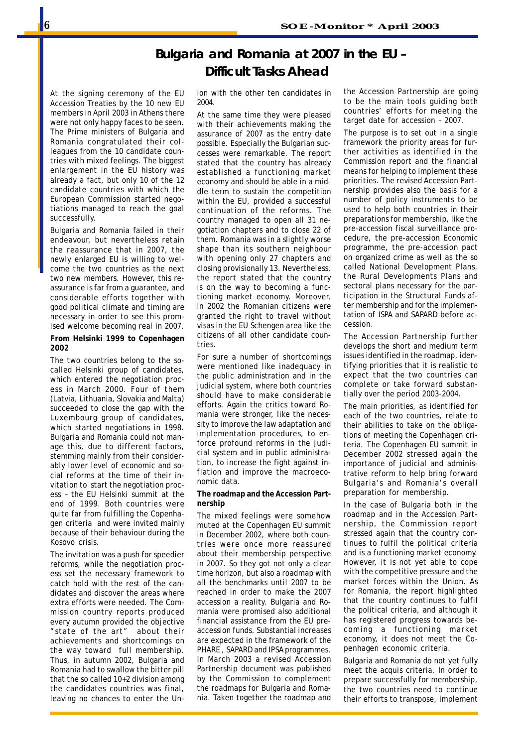# Bulgaria and Romania at 2007 in the EU – Difficult Tasks Ahead

At the signing ceremony of the EU Accession Treaties by the 10 new EU members in April 2003 in Athens there were not only happy faces to be seen. The Prime ministers of Bulgaria and Romania congratulated their colleagues from the 10 candidate countries with mixed feelings. The biggest enlargement in the EU history was already a fact, but only 10 of the 12 candidate countries with which the European Commission started negotiations managed to reach the goal successfully.

Bulgaria and Romania failed in their endeavour, but nevertheless retain the reassurance that in 2007, the newly enlarged EU is willing to welcome the two countries as the next two new members. However, this reassurance is far from a guarantee, and considerable efforts together with good political climate and timing are necessary in order to see this promised welcome becoming real in 2007.

**From Helsinki 1999 to Copenhagen 2002**

The two countries belong to the so-called Helsinki group of candidates, which entered the negotiation process in March 2000. Four of them (Latvia, Lithuania, Slovakia and Malta) succeeded to close the gap with the Luxembourg group of candidates, which started negotiations in 1998. Bulgaria and Romania could not manage this, due to different factors, stemming mainly from their considerably lower level of economic and social reforms at the time of their invitation to start the negotiation process – the EU Helsinki summit at the end of 1999. Both countries were quite far from fulfilling the Copenhagen criteria and were invited mainly because of their behaviour during the Kosovo crisis.

The invitation was a push for speedier reforms, while the negotiation process set the necessary framework to catch hold with the rest of the candidates and discover the areas where extra efforts were needed. The Commission country reports produced every autumn provided the objective "state of the art" about their achievements and shortcomings on the way toward full membership. Thus, in autumn 2002, Bulgaria and Romania had to swallow the bitter pill that the so called 10+2 division among the candidates countries was final, leaving no chances to enter the Union with the other ten candidates in 2004.

At the same time they were pleased with their achievements making the assurance of 2007 as the entry date possible. Especially the Bulgarian successes were remarkable. The report stated that the country has already established a functioning market economy and should be able in a middle term to sustain the competition within the EU, provided a successful continuation of the reforms. The country managed to open all 31 negotiation chapters and to close 22 of them. Romania was in a slightly worse shape than its southern neighbour with opening only 27 chapters and closing provisionally 13. Nevertheless, the report stated that the country is on the way to becoming a functioning market economy. Moreover, in 2002 the Romanian citizens were granted the right to travel without visas in the EU Schengen area like the citizens of all other candidate countries.

For sure a number of shortcomings were mentioned like inadequacy in the public administration and in the judicial system, where both countries should have to make considerable efforts. Again the critics toward Romania were stronger, like the necessity to improve the law adaptation and implementation procedures, to enforce profound reforms in the judicial system and in public administration, to increase the fight against inflation and improve the macroeconomic data.

**The roadmap and the Accession Partnership**

The mixed feelings were somehow muted at the Copenhagen EU summit in December 2002, where both countries were once more reassured about their membership perspective in 2007. So they got not only a clear time horizon, but also a roadmap with all the benchmarks until 2007 to be reached in order to make the 2007 accession a reality. Bulgaria and Romania were promised also additional financial assistance from the EU pre-accession funds. Substantial increases are expected in the framework of the PHARE, SAPARD and IPSA programmes. In March 2003 a revised Accession Partnership document was published by the Commission to complement the roadmaps for Bulgaria and Romania. Taken together the roadmap and the Accession Partnership are going to be the main tools guiding both countries' efforts for meeting the target date for accession – 2007.

The purpose is to set out in a single framework the priority areas for further activities as identified in the Commission report and the financial means for helping to implement these priorities. The revised Accession Partnership provides also the basis for a number of policy instruments to be used to help both countries in their preparations for membership, like the pre-accession fiscal surveillance procedure, the pre-accession Economic programme, the pre-accession pact on organized crime as well as the so called National Development Plans, the Rural Developments Plans and sectoral plans necessary for the participation in the Structural Funds after membership and for the implementation of ISPA and SAPARD before accession.

The Accession Partnership further develops the short and medium term issues identified in the roadmap, identifying priorities that it is realistic to expect that the two countries can complete or take forward substantially over the period 2003-2004.

The main priorities, as identified for each of the two countries, relate to their abilities to take on the obligations of meeting the Copenhagen criteria. The Copenhagen EU summit in December 2002 stressed again the importance of judicial and administrative reform to help bring forward Bulgaria's and Romania's overall preparation for membership.

In the case of Bulgaria both in the roadmap and in the Accession Partnership, the Commission report stressed again that the country continues to fulfil the political criteria and is a functioning market economy. However, it is not yet able to cope with the competitive pressure and the market forces within the Union. As for Romania, the report highlighted that the country continues to fulfil the political criteria, and although it has registered progress towards becoming a functioning market economy, it does not meet the Copenhagen economic criteria.

Bulgaria and Romania do not yet fully meet the acquis criteria. In order to prepare successfully for membership, the two countries need to continue their efforts to transpose, implement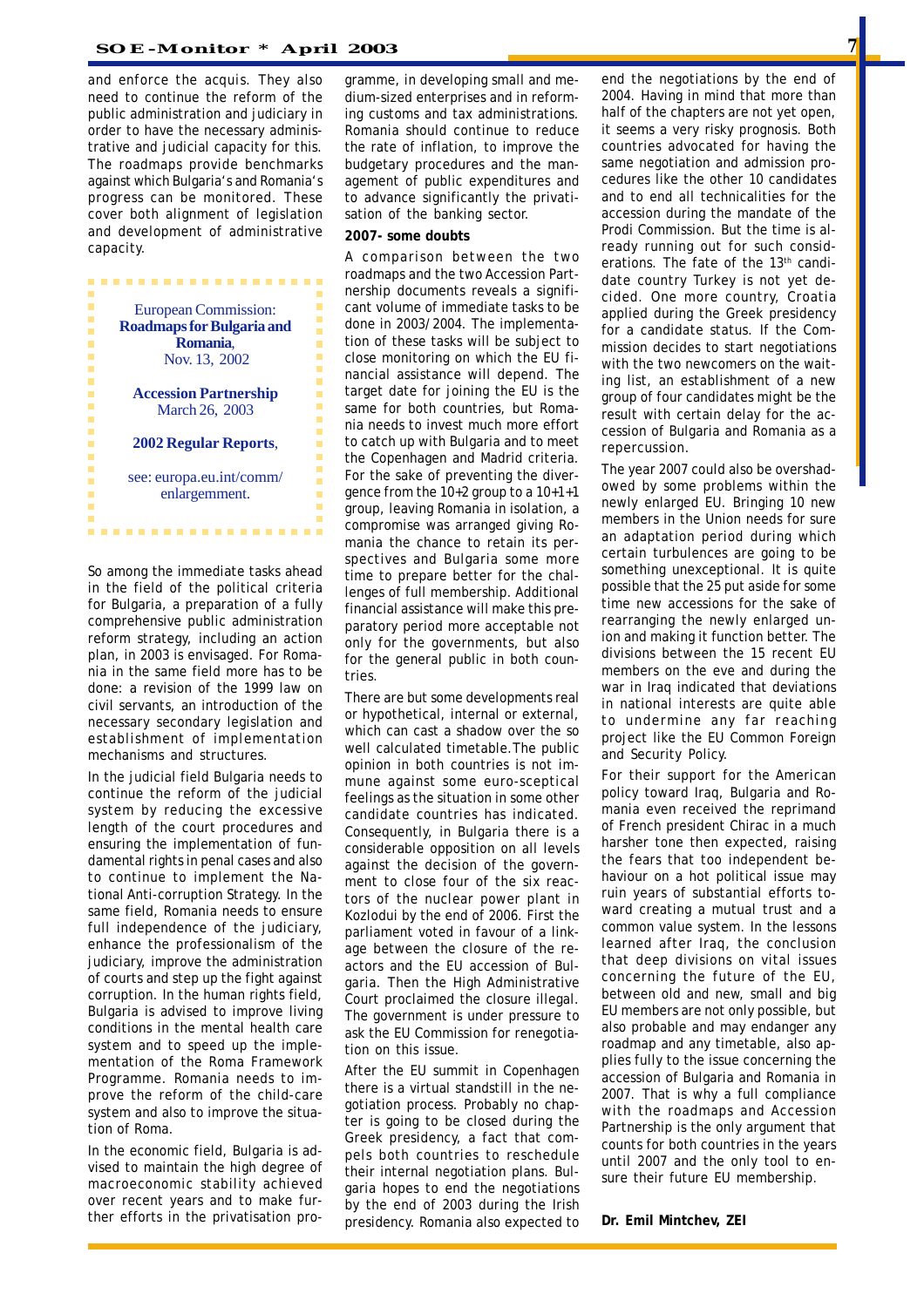and enforce the acquis. They also need to continue the reform of the public administration and judiciary in order to have the necessary administrative and judicial capacity for this. The roadmaps provide benchmarks against which Bulgaria's and Romania's progress can be monitored. These cover both alignment of legislation and development of administrative capacity.

> European Commission:
> **Roadmaps for Bulgaria and Romania**,
> Nov. 13, 2002
>
> **Accession Partnership**
> March 26, 2003
>
> **2002 Regular Reports**,
>
> see: europa.eu.int/comm/enlargemment.

So among the immediate tasks ahead in the field of the political criteria for Bulgaria, a preparation of a fully comprehensive public administration reform strategy, including an action plan, in 2003 is envisaged. For Romania in the same field more has to be done: a revision of the 1999 law on civil servants, an introduction of the necessary secondary legislation and establishment of implementation mechanisms and structures.

In the judicial field Bulgaria needs to continue the reform of the judicial system by reducing the excessive length of the court procedures and ensuring the implementation of fundamental rights in penal cases and also to continue to implement the National Anti-corruption Strategy. In the same field, Romania needs to ensure full independence of the judiciary, enhance the professionalism of the judiciary, improve the administration of courts and step up the fight against corruption. In the human rights field, Bulgaria is advised to improve living conditions in the mental health care system and to speed up the implementation of the Roma Framework Programme. Romania needs to improve the reform of the child-care system and also to improve the situation of Roma.

In the economic field, Bulgaria is advised to maintain the high degree of macroeconomic stability achieved over recent years and to make further efforts in the privatisation programme, in developing small and medium-sized enterprises and in reforming customs and tax administrations. Romania should continue to reduce the rate of inflation, to improve the budgetary procedures and the management of public expenditures and to advance significantly the privatisation of the banking sector.

**2007- some doubts**

A comparison between the two roadmaps and the two Accession Partnership documents reveals a significant volume of immediate tasks to be done in 2003/2004. The implementation of these tasks will be subject to close monitoring on which the EU financial assistance will depend. The target date for joining the EU is the same for both countries, but Romania needs to invest much more effort to catch up with Bulgaria and to meet the Copenhagen and Madrid criteria. For the sake of preventing the divergence from the 10+2 group to a 10+1+1 group, leaving Romania in isolation, a compromise was arranged giving Romania the chance to retain its perspectives and Bulgaria some more time to prepare better for the challenges of full membership. Additional financial assistance will make this preparatory period more acceptable not only for the governments, but also for the general public in both countries.

There are but some developments real or hypothetical, internal or external, which can cast a shadow over the so well calculated timetable.The public opinion in both countries is not immune against some euro-sceptical feelings as the situation in some other candidate countries has indicated. Consequently, in Bulgaria there is a considerable opposition on all levels against the decision of the government to close four of the six reactors of the nuclear power plant in Kozlodui by the end of 2006. First the parliament voted in favour of a linkage between the closure of the reactors and the EU accession of Bulgaria. Then the High Administrative Court proclaimed the closure illegal. The government is under pressure to ask the EU Commission for renegotiation on this issue.

After the EU summit in Copenhagen there is a virtual standstill in the negotiation process. Probably no chapter is going to be closed during the Greek presidency, a fact that compels both countries to reschedule their internal negotiation plans. Bulgaria hopes to end the negotiations by the end of 2003 during the Irish presidency. Romania also expected to end the negotiations by the end of 2004. Having in mind that more than half of the chapters are not yet open, it seems a very risky prognosis. Both countries advocated for having the same negotiation and admission procedures like the other 10 candidates and to end all technicalities for the accession during the mandate of the Prodi Commission. But the time is already running out for such considerations. The fate of the 13th candidate country Turkey is not yet decided. One more country, Croatia applied during the Greek presidency for a candidate status. If the Commission decides to start negotiations with the two newcomers on the waiting list, an establishment of a new group of four candidates might be the result with certain delay for the accession of Bulgaria and Romania as a repercussion.

The year 2007 could also be overshadowed by some problems within the newly enlarged EU. Bringing 10 new members in the Union needs for sure an adaptation period during which certain turbulences are going to be something unexceptional. It is quite possible that the 25 put aside for some time new accessions for the sake of rearranging the newly enlarged union and making it function better. The divisions between the 15 recent EU members on the eve and during the war in Iraq indicated that deviations in national interests are quite able to undermine any far reaching project like the EU Common Foreign and Security Policy.

For their support for the American policy toward Iraq, Bulgaria and Romania even received the reprimand of French president Chirac in a much harsher tone then expected, raising the fears that too independent behaviour on a hot political issue may ruin years of substantial efforts toward creating a mutual trust and a common value system. In the lessons learned after Iraq, the conclusion that deep divisions on vital issues concerning the future of the EU, between old and new, small and big EU members are not only possible, but also probable and may endanger any roadmap and any timetable, also applies fully to the issue concerning the accession of Bulgaria and Romania in 2007. That is why a full compliance with the roadmaps and Accession Partnership is the only argument that counts for both countries in the years until 2007 and the only tool to ensure their future EU membership.

**Dr. Emil Mintchev, ZEI**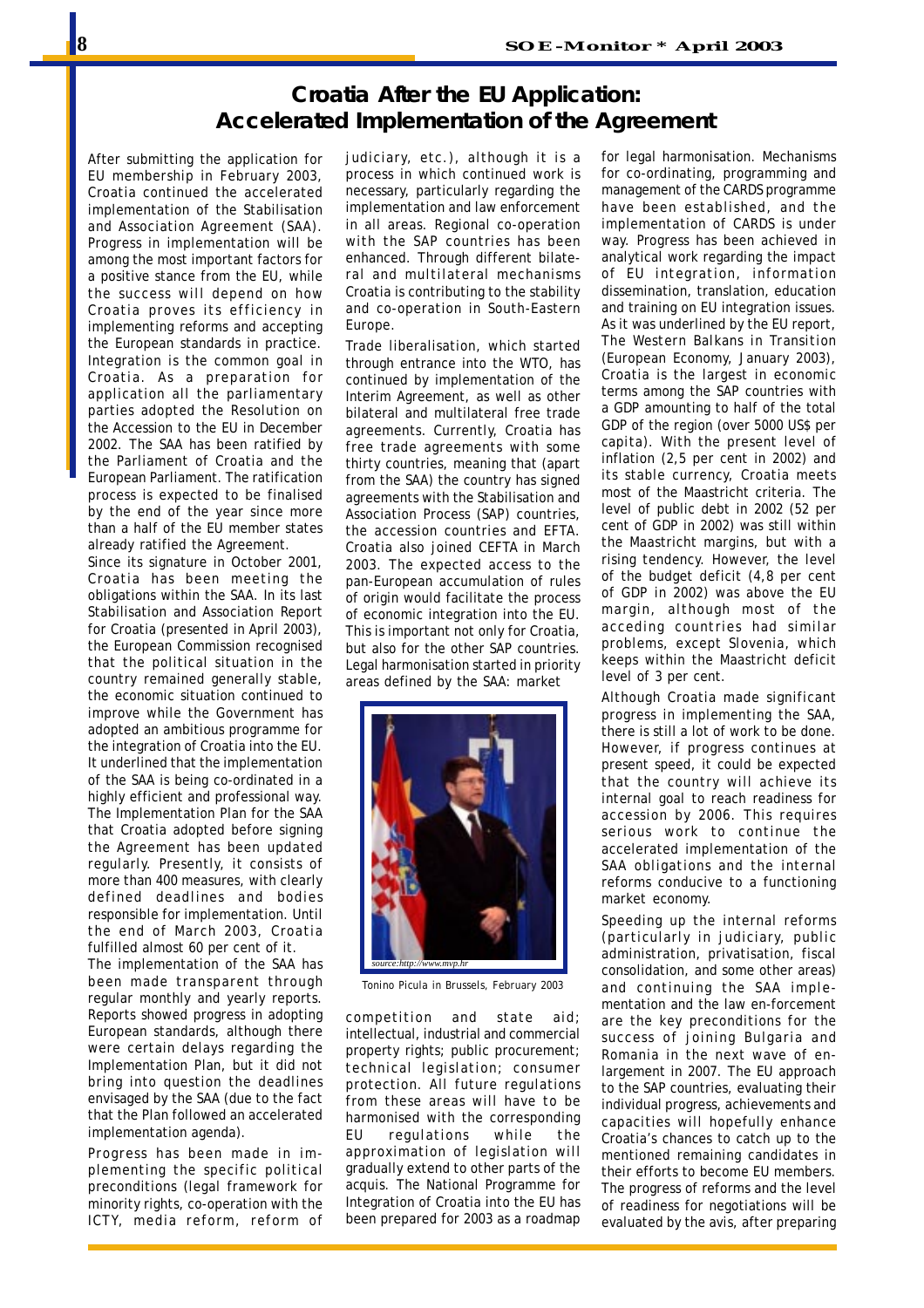# Croatia After the EU Application: Accelerated Implementation of the Agreement

After submitting the application for EU membership in February 2003, Croatia continued the accelerated implementation of the Stabilisation and Association Agreement (SAA). Progress in implementation will be among the most important factors for a positive stance from the EU, while the success will depend on how Croatia proves its efficiency in implementing reforms and accepting the European standards in practice. Integration is the common goal in Croatia. As a preparation for application all the parliamentary parties adopted the Resolution on the Accession to the EU in December 2002. The SAA has been ratified by the Parliament of Croatia and the European Parliament. The ratification process is expected to be finalised by the end of the year since more than a half of the EU member states already ratified the Agreement.

Since its signature in October 2001, Croatia has been meeting the obligations within the SAA. In its last Stabilisation and Association Report for Croatia (presented in April 2003), the European Commission recognised that the political situation in the country remained generally stable, the economic situation continued to improve while the Government has adopted an ambitious programme for the integration of Croatia into the EU. It underlined that the implementation of the SAA is being co-ordinated in a highly efficient and professional way. The Implementation Plan for the SAA that Croatia adopted before signing the Agreement has been updated regularly. Presently, it consists of more than 400 measures, with clearly defined deadlines and bodies responsible for implementation. Until the end of March 2003, Croatia fulfilled almost 60 per cent of it.

The implementation of the SAA has been made transparent through regular monthly and yearly reports. Reports showed progress in adopting European standards, although there were certain delays regarding the Implementation Plan, but it did not bring into question the deadlines envisaged by the SAA (due to the fact that the Plan followed an accelerated implementation agenda).

Progress has been made in implementing the specific political preconditions (legal framework for minority rights, co-operation with the ICTY, media reform, reform of judiciary, etc.), although it is a process in which continued work is necessary, particularly regarding the implementation and law enforcement in all areas. Regional co-operation with the SAP countries has been enhanced. Through different bilateral and multilateral mechanisms Croatia is contributing to the stability and co-operation in South-Eastern Europe.

Trade liberalisation, which started through entrance into the WTO, has continued by implementation of the Interim Agreement, as well as other bilateral and multilateral free trade agreements. Currently, Croatia has free trade agreements with some thirty countries, meaning that (apart from the SAA) the country has signed agreements with the Stabilisation and Association Process (SAP) countries, the accession countries and EFTA. Croatia also joined CEFTA in March 2003. The expected access to the pan-European accumulation of rules of origin would facilitate the process of economic integration into the EU. This is important not only for Croatia, but also for the other SAP countries. Legal harmonisation started in priority areas defined by the SAA: market competition and state aid; intellectual, industrial and commercial property rights; public procurement; technical legislation; consumer protection. All future regulations from these areas will have to be harmonised with the corresponding EU regulations while the approximation of legislation will gradually extend to other parts of the acquis. The National Programme for Integration of Croatia into the EU has been prepared for 2003 as a roadmap for legal harmonisation. Mechanisms for co-ordinating, programming and management of the CARDS programme have been established, and the implementation of CARDS is under way. Progress has been achieved in analytical work regarding the impact of EU integration, information dissemination, translation, education and training on EU integration issues.

*source:http://www.mvp.hr*

Tonino Picula in Brussels, February 2003

As it was underlined by the EU report, The Western Balkans in Transition (European Economy, January 2003), Croatia is the largest in economic terms among the SAP countries with a GDP amounting to half of the total GDP of the region (over 5000 US$ per capita). With the present level of inflation (2,5 per cent in 2002) and its stable currency, Croatia meets most of the Maastricht criteria. The level of public debt in 2002 (52 per cent of GDP in 2002) was still within the Maastricht margins, but with a rising tendency. However, the level of the budget deficit (4,8 per cent of GDP in 2002) was above the EU margin, although most of the acceding countries had similar problems, except Slovenia, which keeps within the Maastricht deficit level of 3 per cent.

Although Croatia made significant progress in implementing the SAA, there is still a lot of work to be done. However, if progress continues at present speed, it could be expected that the country will achieve its internal goal to reach readiness for accession by 2006. This requires serious work to continue the accelerated implementation of the SAA obligations and the internal reforms conducive to a functioning market economy.

Speeding up the internal reforms (particularly in judiciary, public administration, privatisation, fiscal consolidation, and some other areas) and continuing the SAA implementation and the law en-forcement are the key preconditions for the success of joining Bulgaria and Romania in the next wave of enlargement in 2007. The EU approach to the SAP countries, evaluating their individual progress, achievements and capacities will hopefully enhance Croatia's chances to catch up to the mentioned remaining candidates in their efforts to become EU members. The progress of reforms and the level of readiness for negotiations will be evaluated by the avis, after preparing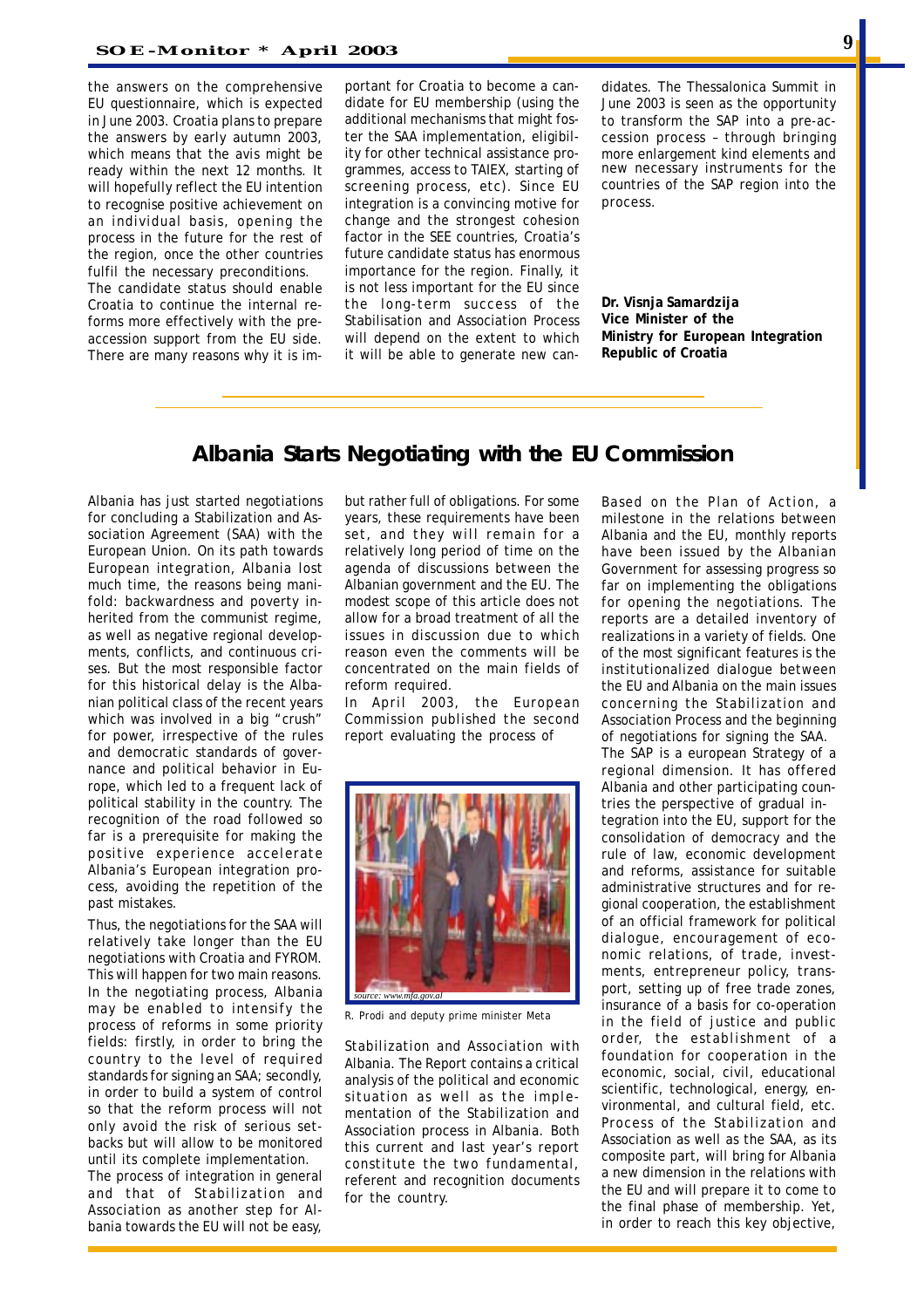the answers on the comprehensive EU questionnaire, which is expected in June 2003. Croatia plans to prepare the answers by early autumn 2003, which means that the avis might be ready within the next 12 months. It will hopefully reflect the EU intention to recognise positive achievement on an individual basis, opening the process in the future for the rest of the region, once the other countries fulfil the necessary preconditions.

The candidate status should enable Croatia to continue the internal reforms more effectively with the pre-accession support from the EU side. There are many reasons why it is important for Croatia to become a candidate for EU membership (using the additional mechanisms that might foster the SAA implementation, eligibility for other technical assistance programmes, access to TAIEX, starting of screening process, etc). Since EU integration is a convincing motive for change and the strongest cohesion factor in the SEE countries, Croatia's future candidate status has enormous importance for the region. Finally, it is not less important for the EU since the long-term success of the Stabilisation and Association Process will depend on the extent to which it will be able to generate new candidates. The Thessalonica Summit in June 2003 is seen as the opportunity to transform the SAP into a pre-accession process – through bringing more enlargement kind elements and new necessary instruments for the countries of the SAP region into the process.

**Dr. Visnja Samardzija**
**Vice Minister of the**
**Ministry for European Integration**
**Republic of Croatia**

## Albania Starts Negotiating with the EU Commission

Albania has just started negotiations for concluding a Stabilization and Association Agreement (SAA) with the European Union. On its path towards European integration, Albania lost much time, the reasons being manifold: backwardness and poverty inherited from the communist regime, as well as negative regional developments, conflicts, and continuous crises. But the most responsible factor for this historical delay is the Albanian political class of the recent years which was involved in a big "crush" for power, irrespective of the rules and democratic standards of governance and political behavior in Europe, which led to a frequent lack of political stability in the country. The recognition of the road followed so far is a prerequisite for making the positive experience accelerate Albania's European integration process, avoiding the repetition of the past mistakes.

Thus, the negotiations for the SAA will relatively take longer than the EU negotiations with Croatia and FYROM. This will happen for two main reasons. In the negotiating process, Albania may be enabled to intensify the process of reforms in some priority fields: firstly, in order to bring the country to the level of required standards for signing an SAA; secondly, in order to build a system of control so that the reform process will not only avoid the risk of serious setbacks but will allow to be monitored until its complete implementation.

The process of integration in general and that of Stabilization and Association as another step for Albania towards the EU will not be easy, but rather full of obligations. For some years, these requirements have been set, and they will remain for a relatively long period of time on the agenda of discussions between the Albanian government and the EU. The modest scope of this article does not allow for a broad treatment of all the issues in discussion due to which reason even the comments will be concentrated on the main fields of reform required.

In April 2003, the European Commission published the second report evaluating the process of Stabilization and Association with Albania. The Report contains a critical analysis of the political and economic situation as well as the implementation of the Stabilization and Association process in Albania. Both this current and last year's report constitute the two fundamental, referent and recognition documents for the country.

*source: www.mfa.gov.al*

R. Prodi and deputy prime minister Meta

Based on the Plan of Action, a milestone in the relations between Albania and the EU, monthly reports have been issued by the Albanian Government for assessing progress so far on implementing the obligations for opening the negotiations. The reports are a detailed inventory of realizations in a variety of fields. One of the most significant features is the institutionalized dialogue between the EU and Albania on the main issues concerning the Stabilization and Association Process and the beginning of negotiations for signing the SAA.

The SAP is a european Strategy of a regional dimension. It has offered Albania and other participating countries the perspective of gradual integration into the EU, support for the consolidation of democracy and the rule of law, economic development and reforms, assistance for suitable administrative structures and for regional cooperation, the establishment of an official framework for political dialogue, encouragement of economic relations, of trade, investments, entrepreneur policy, transport, setting up of free trade zones, insurance of a basis for co-operation in the field of justice and public order, the establishment of a foundation for cooperation in the economic, social, civil, educational scientific, technological, energy, environmental, and cultural field, etc. Process of the Stabilization and Association as well as the SAA, as its composite part, will bring for Albania a new dimension in the relations with the EU and will prepare it to come to the final phase of membership. Yet, in order to reach this key objective,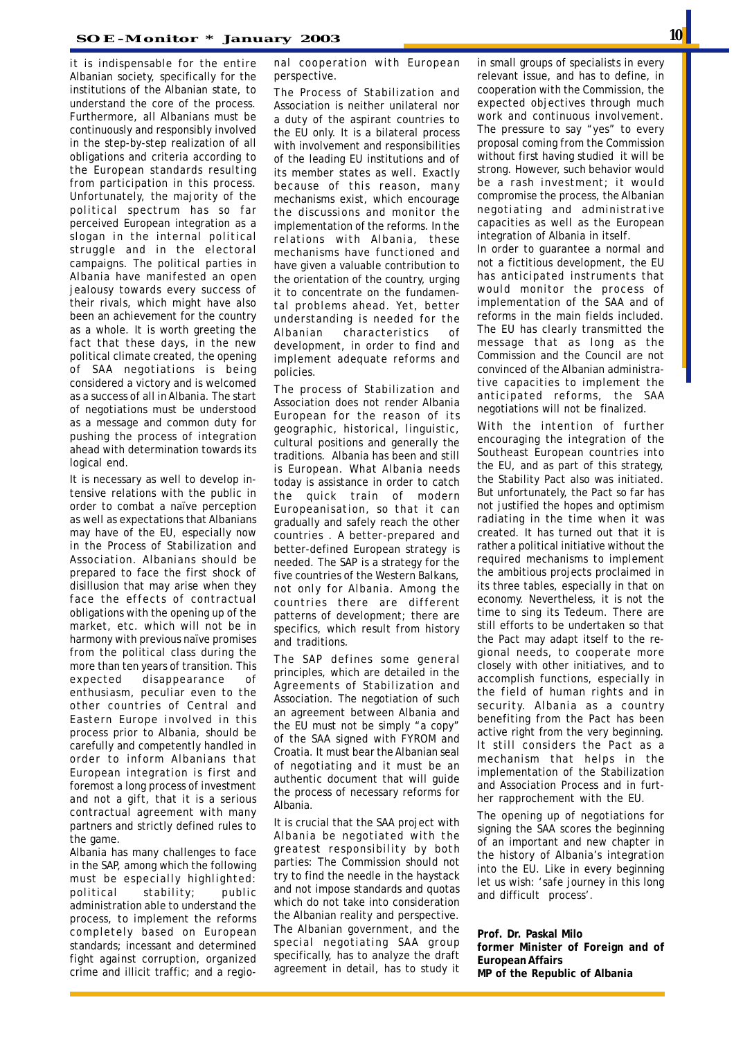it is indispensable for the entire Albanian society, specifically for the institutions of the Albanian state, to understand the core of the process. Furthermore, all Albanians must be continuously and responsibly involved in the step-by-step realization of all obligations and criteria according to the European standards resulting from participation in this process. Unfortunately, the majority of the political spectrum has so far perceived European integration as a slogan in the internal political struggle and in the electoral campaigns. The political parties in Albania have manifested an open jealousy towards every success of their rivals, which might have also been an achievement for the country as a whole. It is worth greeting the fact that these days, in the new political climate created, the opening of SAA negotiations is being considered a victory and is welcomed as a success of all in Albania. The start of negotiations must be understood as a message and common duty for pushing the process of integration ahead with determination towards its logical end.

It is necessary as well to develop intensive relations with the public in order to combat a naïve perception as well as expectations that Albanians may have of the EU, especially now in the Process of Stabilization and Association. Albanians should be prepared to face the first shock of disillusion that may arise when they face the effects of contractual obligations with the opening up of the market, etc. which will not be in harmony with previous naïve promises from the political class during the more than ten years of transition. This expected disappearance of enthusiasm, peculiar even to the other countries of Central and Eastern Europe involved in this process prior to Albania, should be carefully and competently handled in order to inform Albanians that European integration is first and foremost a long process of investment and not a gift, that it is a serious contractual agreement with many partners and strictly defined rules to the game.

Albania has many challenges to face in the SAP, among which the following must be especially highlighted: political stability; public administration able to understand the process, to implement the reforms completely based on European standards; incessant and determined fight against corruption, organized crime and illicit traffic; and a regional cooperation with European perspective.

The Process of Stabilization and Association is neither unilateral nor a duty of the aspirant countries to the EU only. It is a bilateral process with involvement and responsibilities of the leading EU institutions and of its member states as well. Exactly because of this reason, many mechanisms exist, which encourage the discussions and monitor the implementation of the reforms. In the relations with Albania, these mechanisms have functioned and have given a valuable contribution to the orientation of the country, urging it to concentrate on the fundamental problems ahead. Yet, better understanding is needed for the Albanian characteristics of development, in order to find and implement adequate reforms and policies.

The process of Stabilization and Association does not render Albania European for the reason of its geographic, historical, linguistic, cultural positions and generally the traditions. Albania has been and still is European. What Albania needs today is assistance in order to catch the quick train of modern Europeanisation, so that it can gradually and safely reach the other countries . A better-prepared and better-defined European strategy is needed. The SAP is a strategy for the five countries of the Western Balkans, not only for Albania. Among the countries there are different patterns of development; there are specifics, which result from history and traditions.

The SAP defines some general principles, which are detailed in the Agreements of Stabilization and Association. The negotiation of such an agreement between Albania and the EU must not be simply "a copy" of the SAA signed with FYROM and Croatia. It must bear the Albanian seal of negotiating and it must be an authentic document that will guide the process of necessary reforms for Albania.

It is crucial that the SAA project with Albania be negotiated with the greatest responsibility by both parties: The Commission should not try to find the needle in the haystack and not impose standards and quotas which do not take into consideration the Albanian reality and perspective. The Albanian government, and the special negotiating SAA group specifically, has to analyze the draft agreement in detail, has to study it in small groups of specialists in every relevant issue, and has to define, in cooperation with the Commission, the expected objectives through much work and continuous involvement. The pressure to say "yes" to every proposal coming from the Commission without first having studied it will be strong. However, such behavior would be a rash investment; it would compromise the process, the Albanian negotiating and administrative capacities as well as the European integration of Albania in itself.

In order to guarantee a normal and not a fictitious development, the EU has anticipated instruments that would monitor the process of implementation of the SAA and of reforms in the main fields included. The EU has clearly transmitted the message that as long as the Commission and the Council are not convinced of the Albanian administrative capacities to implement the anticipated reforms, the SAA negotiations will not be finalized.

With the intention of further encouraging the integration of the Southeast European countries into the EU, and as part of this strategy, the Stability Pact also was initiated. But unfortunately, the Pact so far has not justified the hopes and optimism radiating in the time when it was created. It has turned out that it is rather a political initiative without the required mechanisms to implement the ambitious projects proclaimed in its three tables, especially in that on economy. Nevertheless, it is not the time to sing its Tedeum. There are still efforts to be undertaken so that the Pact may adapt itself to the regional needs, to cooperate more closely with other initiatives, and to accomplish functions, especially in the field of human rights and in security. Albania as a country benefiting from the Pact has been active right from the very beginning. It still considers the Pact as a mechanism that helps in the implementation of the Stabilization and Association Process and in further rapprochement with the EU.

The opening up of negotiations for signing the SAA scores the beginning of an important and new chapter in the history of Albania's integration into the EU. Like in every beginning let us wish: 'safe journey in this long and difficult process'.

**Prof. Dr. Paskal Milo**
**former Minister of Foreign and of European Affairs**
**MP of the Republic of Albania**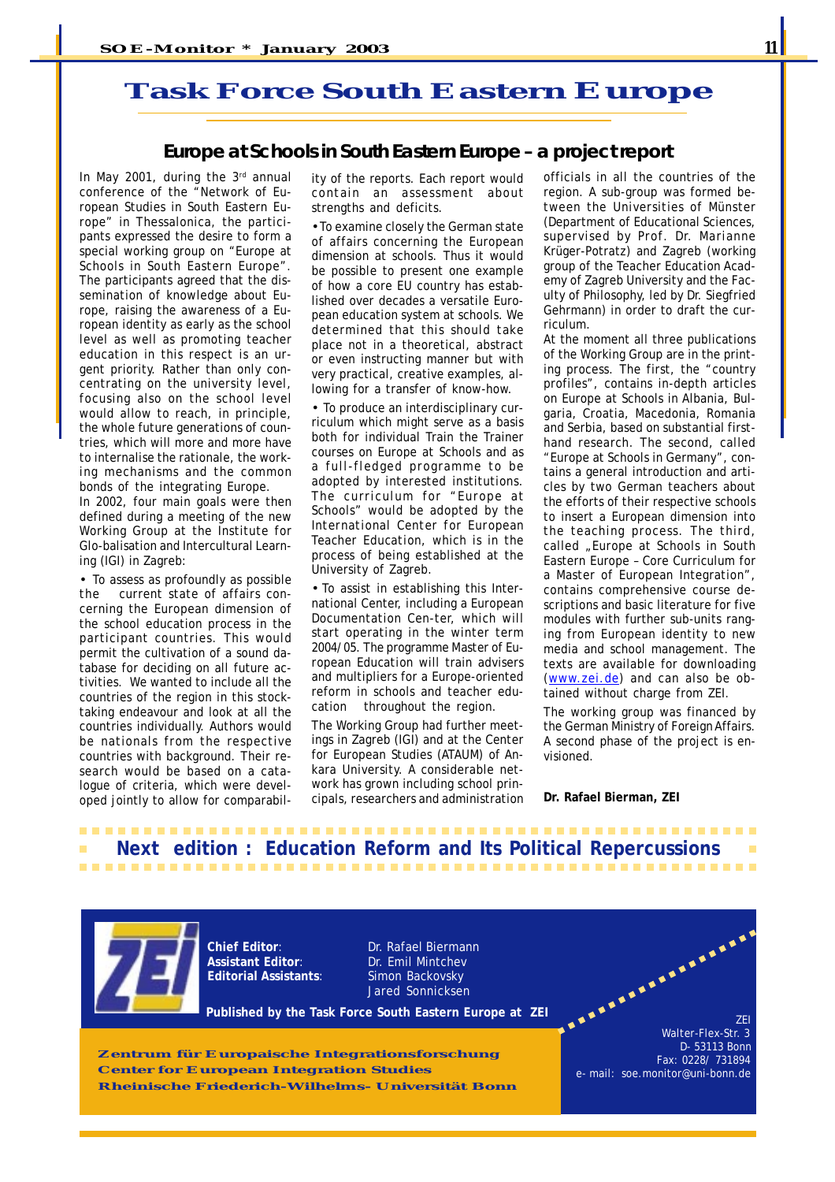# Task Force South Eastern Europe

## Europe at Schools in South Eastern Europe – a project report

In May 2001, during the 3rd annual conference of the "Network of European Studies in South Eastern Europe" in Thessalonica, the participants expressed the desire to form a special working group on "Europe at Schools in South Eastern Europe". The participants agreed that the dissemination of knowledge about Europe, raising the awareness of a European identity as early as the school level as well as promoting teacher education in this respect is an urgent priority. Rather than only concentrating on the university level, focusing also on the school level would allow to reach, in principle, the whole future generations of countries, which will more and more have to internalise the rationale, the working mechanisms and the common bonds of the integrating Europe.

In 2002, four main goals were then defined during a meeting of the new Working Group at the Institute for Glo-balisation and Intercultural Learning (IGI) in Zagreb:

• To assess as profoundly as possible the current state of affairs concerning the European dimension of the school education process in the participant countries. This would permit the cultivation of a sound database for deciding on all future activities. We wanted to include all the countries of the region in this stock-taking endeavour and look at all the countries individually. Authors would be nationals from the respective countries with background. Their research would be based on a catalogue of criteria, which were developed jointly to allow for comparability of the reports. Each report would contain an assessment about strengths and deficits.

• To examine closely the German state of affairs concerning the European dimension at schools. Thus it would be possible to present one example of how a core EU country has established over decades a versatile European education system at schools. We determined that this should take place not in a theoretical, abstract or even instructing manner but with very practical, creative examples, allowing for a transfer of know-how.

• To produce an interdisciplinary curriculum which might serve as a basis both for individual Train the Trainer courses on Europe at Schools and as a full-fledged programme to be adopted by interested institutions. The curriculum for "Europe at Schools" would be adopted by the International Center for European Teacher Education, which is in the process of being established at the University of Zagreb.

• To assist in establishing this International Center, including a European Documentation Cen-ter, which will start operating in the winter term 2004/05. The programme Master of European Education will train advisers and multipliers for a Europe-oriented reform in schools and teacher education throughout the region.

The Working Group had further meetings in Zagreb (IGI) and at the Center for European Studies (ATAUM) of Ankara University. A considerable network has grown including school principals, researchers and administration officials in all the countries of the region. A sub-group was formed between the Universities of Münster (Department of Educational Sciences, supervised by Prof. Dr. Marianne Krüger-Potratz) and Zagreb (working group of the Teacher Education Academy of Zagreb University and the Faculty of Philosophy, led by Dr. Siegfried Gehrmann) in order to draft the curriculum.

At the moment all three publications of the Working Group are in the printing process. The first, the "country profiles", contains in-depth articles on Europe at Schools in Albania, Bulgaria, Croatia, Macedonia, Romania and Serbia, based on substantial first-hand research. The second, called "Europe at Schools in Germany", contains a general introduction and articles by two German teachers about the efforts of their respective schools to insert a European dimension into the teaching process. The third, called „Europe at Schools in South Eastern Europe – Core Curriculum for a Master of European Integration", contains comprehensive course descriptions and basic literature for five modules with further sub-units ranging from European identity to new media and school management. The texts are available for downloading (www.zei.de) and can also be obtained without charge from ZEI.

The working group was financed by the German Ministry of Foreign Affairs. A second phase of the project is envisioned.

**Dr. Rafael Bierman, ZEI**

---

**Next edition : Education Reform and Its Political Repercussions**

---

**Chief Editor**: Dr. Rafael Biermann
**Assistant Editor**: Dr. Emil Mintchev
**Editorial Assistants**: Simon Backovsky, Jared Sonnicksen

**Published by the Task Force South Eastern Europe at ZEI**

**Zentrum für Europaische Integrationsforschung**
**Center for European Integration Studies**
**Rheinische Friederich-Wilhelms- Universität Bonn**

ZEI
Walter-Flex-Str. 3
D- 53113 Bonn
Fax: 0228/ 731894
e- mail: soe.monitor@uni-bonn.de